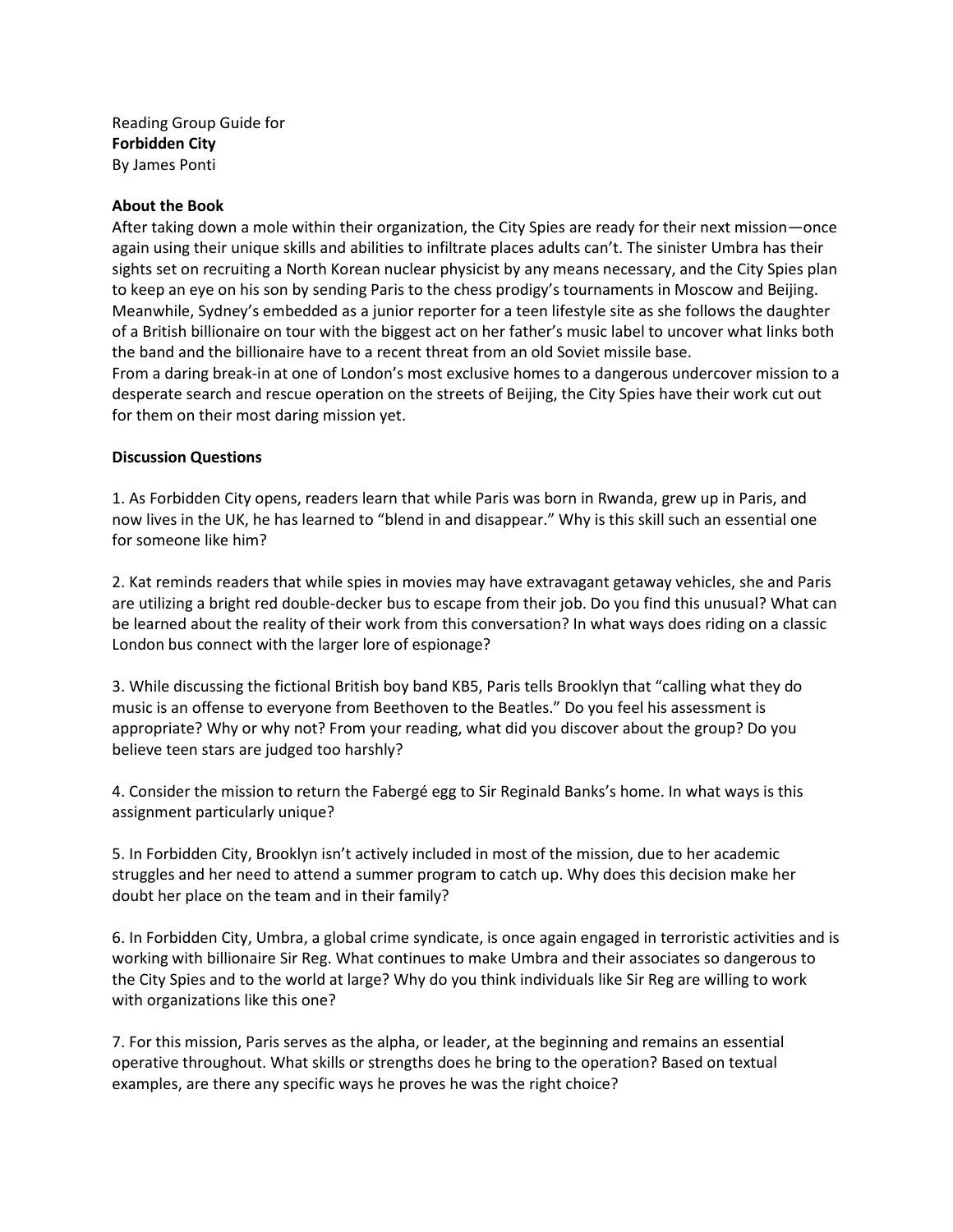Reading Group Guide for
**Forbidden City**
By James Ponti

**About the Book**

After taking down a mole within their organization, the City Spies are ready for their next mission—once again using their unique skills and abilities to infiltrate places adults can't. The sinister Umbra has their sights set on recruiting a North Korean nuclear physicist by any means necessary, and the City Spies plan to keep an eye on his son by sending Paris to the chess prodigy's tournaments in Moscow and Beijing. Meanwhile, Sydney's embedded as a junior reporter for a teen lifestyle site as she follows the daughter of a British billionaire on tour with the biggest act on her father's music label to uncover what links both the band and the billionaire have to a recent threat from an old Soviet missile base.

From a daring break-in at one of London's most exclusive homes to a dangerous undercover mission to a desperate search and rescue operation on the streets of Beijing, the City Spies have their work cut out for them on their most daring mission yet.

**Discussion Questions**

1. As Forbidden City opens, readers learn that while Paris was born in Rwanda, grew up in Paris, and now lives in the UK, he has learned to "blend in and disappear." Why is this skill such an essential one for someone like him?

2. Kat reminds readers that while spies in movies may have extravagant getaway vehicles, she and Paris are utilizing a bright red double-decker bus to escape from their job. Do you find this unusual? What can be learned about the reality of their work from this conversation? In what ways does riding on a classic London bus connect with the larger lore of espionage?

3. While discussing the fictional British boy band KB5, Paris tells Brooklyn that "calling what they do music is an offense to everyone from Beethoven to the Beatles." Do you feel his assessment is appropriate? Why or why not? From your reading, what did you discover about the group? Do you believe teen stars are judged too harshly?

4. Consider the mission to return the Fabergé egg to Sir Reginald Banks's home. In what ways is this assignment particularly unique?

5. In Forbidden City, Brooklyn isn't actively included in most of the mission, due to her academic struggles and her need to attend a summer program to catch up. Why does this decision make her doubt her place on the team and in their family?

6. In Forbidden City, Umbra, a global crime syndicate, is once again engaged in terroristic activities and is working with billionaire Sir Reg. What continues to make Umbra and their associates so dangerous to the City Spies and to the world at large? Why do you think individuals like Sir Reg are willing to work with organizations like this one?

7. For this mission, Paris serves as the alpha, or leader, at the beginning and remains an essential operative throughout. What skills or strengths does he bring to the operation? Based on textual examples, are there any specific ways he proves he was the right choice?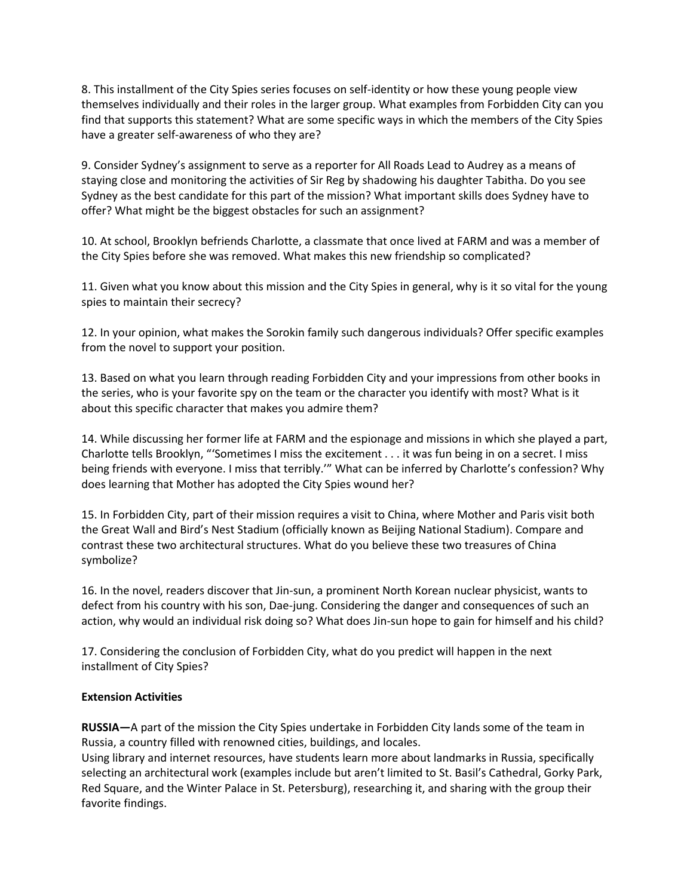8. This installment of the City Spies series focuses on self-identity or how these young people view themselves individually and their roles in the larger group. What examples from Forbidden City can you find that supports this statement? What are some specific ways in which the members of the City Spies have a greater self-awareness of who they are?

9. Consider Sydney's assignment to serve as a reporter for All Roads Lead to Audrey as a means of staying close and monitoring the activities of Sir Reg by shadowing his daughter Tabitha. Do you see Sydney as the best candidate for this part of the mission? What important skills does Sydney have to offer? What might be the biggest obstacles for such an assignment?

10. At school, Brooklyn befriends Charlotte, a classmate that once lived at FARM and was a member of the City Spies before she was removed. What makes this new friendship so complicated?

11. Given what you know about this mission and the City Spies in general, why is it so vital for the young spies to maintain their secrecy?

12. In your opinion, what makes the Sorokin family such dangerous individuals? Offer specific examples from the novel to support your position.

13. Based on what you learn through reading Forbidden City and your impressions from other books in the series, who is your favorite spy on the team or the character you identify with most? What is it about this specific character that makes you admire them?

14. While discussing her former life at FARM and the espionage and missions in which she played a part, Charlotte tells Brooklyn, "'Sometimes I miss the excitement . . . it was fun being in on a secret. I miss being friends with everyone. I miss that terribly.'" What can be inferred by Charlotte's confession? Why does learning that Mother has adopted the City Spies wound her?

15. In Forbidden City, part of their mission requires a visit to China, where Mother and Paris visit both the Great Wall and Bird's Nest Stadium (officially known as Beijing National Stadium). Compare and contrast these two architectural structures. What do you believe these two treasures of China symbolize?

16. In the novel, readers discover that Jin-sun, a prominent North Korean nuclear physicist, wants to defect from his country with his son, Dae-jung. Considering the danger and consequences of such an action, why would an individual risk doing so? What does Jin-sun hope to gain for himself and his child?

17. Considering the conclusion of Forbidden City, what do you predict will happen in the next installment of City Spies?

**Extension Activities**

**RUSSIA—**A part of the mission the City Spies undertake in Forbidden City lands some of the team in Russia, a country filled with renowned cities, buildings, and locales.
Using library and internet resources, have students learn more about landmarks in Russia, specifically selecting an architectural work (examples include but aren't limited to St. Basil's Cathedral, Gorky Park, Red Square, and the Winter Palace in St. Petersburg), researching it, and sharing with the group their favorite findings.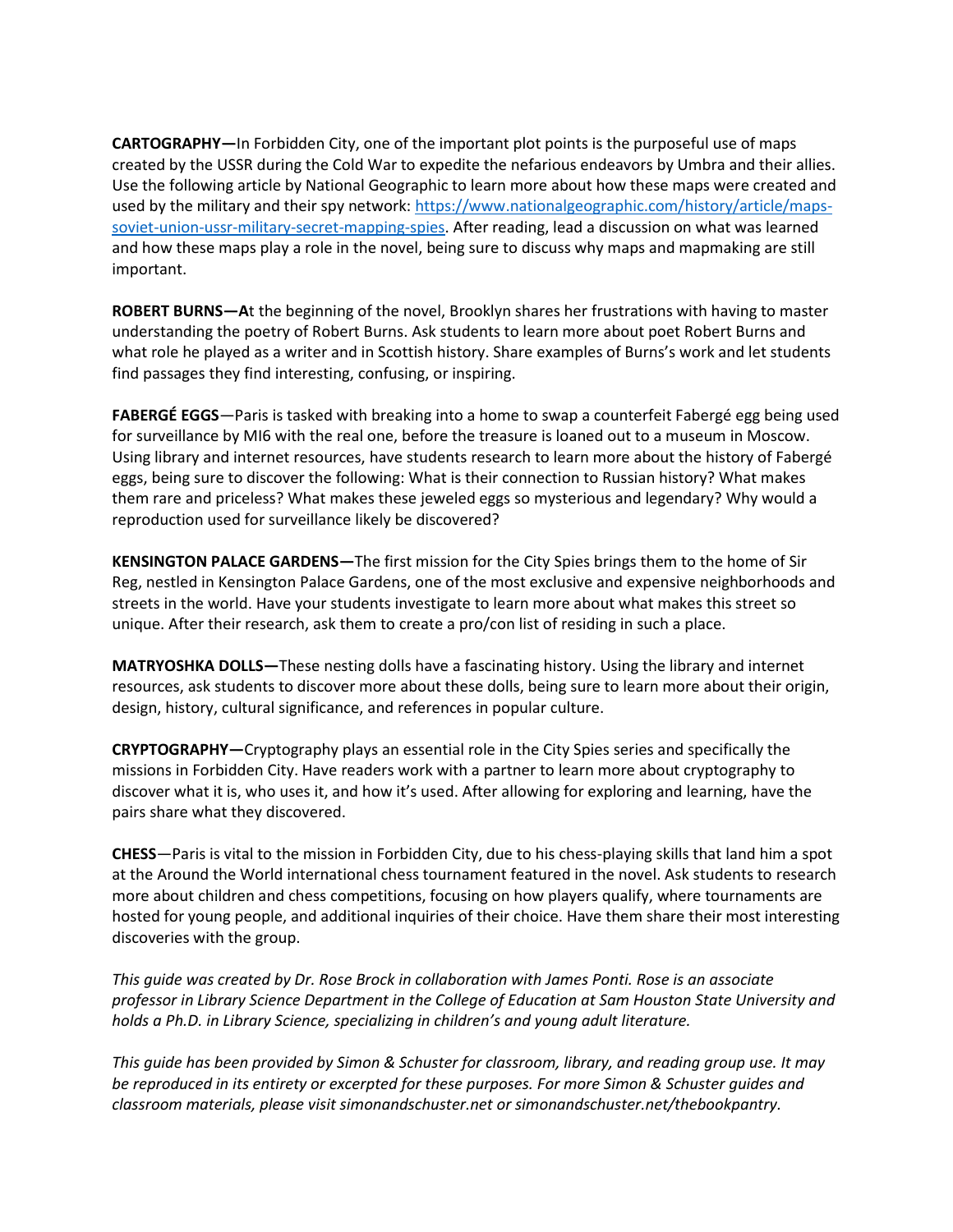**CARTOGRAPHY—**In Forbidden City, one of the important plot points is the purposeful use of maps created by the USSR during the Cold War to expedite the nefarious endeavors by Umbra and their allies. Use the following article by National Geographic to learn more about how these maps were created and used by the military and their spy network: https://www.nationalgeographic.com/history/article/maps-soviet-union-ussr-military-secret-mapping-spies. After reading, lead a discussion on what was learned and how these maps play a role in the novel, being sure to discuss why maps and mapmaking are still important.

**ROBERT BURNS—A**t the beginning of the novel, Brooklyn shares her frustrations with having to master understanding the poetry of Robert Burns. Ask students to learn more about poet Robert Burns and what role he played as a writer and in Scottish history. Share examples of Burns's work and let students find passages they find interesting, confusing, or inspiring.

**FABERGÉ EGGS**—Paris is tasked with breaking into a home to swap a counterfeit Fabergé egg being used for surveillance by MI6 with the real one, before the treasure is loaned out to a museum in Moscow. Using library and internet resources, have students research to learn more about the history of Fabergé eggs, being sure to discover the following: What is their connection to Russian history? What makes them rare and priceless? What makes these jeweled eggs so mysterious and legendary? Why would a reproduction used for surveillance likely be discovered?

**KENSINGTON PALACE GARDENS—**The first mission for the City Spies brings them to the home of Sir Reg, nestled in Kensington Palace Gardens, one of the most exclusive and expensive neighborhoods and streets in the world. Have your students investigate to learn more about what makes this street so unique. After their research, ask them to create a pro/con list of residing in such a place.

**MATRYOSHKA DOLLS—**These nesting dolls have a fascinating history. Using the library and internet resources, ask students to discover more about these dolls, being sure to learn more about their origin, design, history, cultural significance, and references in popular culture.

**CRYPTOGRAPHY—**Cryptography plays an essential role in the City Spies series and specifically the missions in Forbidden City. Have readers work with a partner to learn more about cryptography to discover what it is, who uses it, and how it's used. After allowing for exploring and learning, have the pairs share what they discovered.

**CHESS**—Paris is vital to the mission in Forbidden City, due to his chess-playing skills that land him a spot at the Around the World international chess tournament featured in the novel. Ask students to research more about children and chess competitions, focusing on how players qualify, where tournaments are hosted for young people, and additional inquiries of their choice. Have them share their most interesting discoveries with the group.

*This guide was created by Dr. Rose Brock in collaboration with James Ponti. Rose is an associate professor in Library Science Department in the College of Education at Sam Houston State University and holds a Ph.D. in Library Science, specializing in children's and young adult literature.*

*This guide has been provided by Simon & Schuster for classroom, library, and reading group use. It may be reproduced in its entirety or excerpted for these purposes. For more Simon & Schuster guides and classroom materials, please visit simonandschuster.net or simonandschuster.net/thebookpantry.*